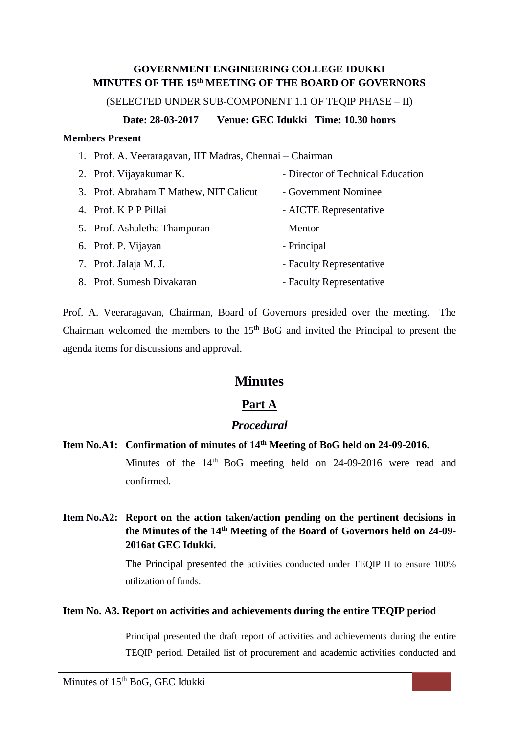**GOVERNMENT ENGINEERING COLLEGE IDUKKI**
**MINUTES OF THE 15th MEETING OF THE BOARD OF GOVERNORS**

(SELECTED UNDER SUB-COMPONENT 1.1 OF TEQIP PHASE – II)

**Date: 28-03-2017 Venue: GEC Idukki Time: 10.30 hours**

**Members Present**

1. Prof. A. Veeraragavan, IIT Madras, Chennai – Chairman
2. Prof. Vijayakumar K. - Director of Technical Education
3. Prof. Abraham T Mathew, NIT Calicut - Government Nominee
4. Prof. K P P Pillai - AICTE Representative
5. Prof. Ashaletha Thampuran - Mentor
6. Prof. P. Vijayan - Principal
7. Prof. Jalaja M. J. - Faculty Representative
8. Prof. Sumesh Divakaran - Faculty Representative

Prof. A. Veeraragavan, Chairman, Board of Governors presided over the meeting. The Chairman welcomed the members to the 15th BoG and invited the Principal to present the agenda items for discussions and approval.

# Minutes

## Part A

### *Procedural*

**Item No.A1: Confirmation of minutes of 14th Meeting of BoG held on 24-09-2016.**

Minutes of the 14th BoG meeting held on 24-09-2016 were read and confirmed.

**Item No.A2: Report on the action taken/action pending on the pertinent decisions in the Minutes of the 14th Meeting of the Board of Governors held on 24-09-2016at GEC Idukki.**

The Principal presented the activities conducted under TEQIP II to ensure 100% utilization of funds.

**Item No. A3. Report on activities and achievements during the entire TEQIP period**

Principal presented the draft report of activities and achievements during the entire TEQIP period. Detailed list of procurement and academic activities conducted and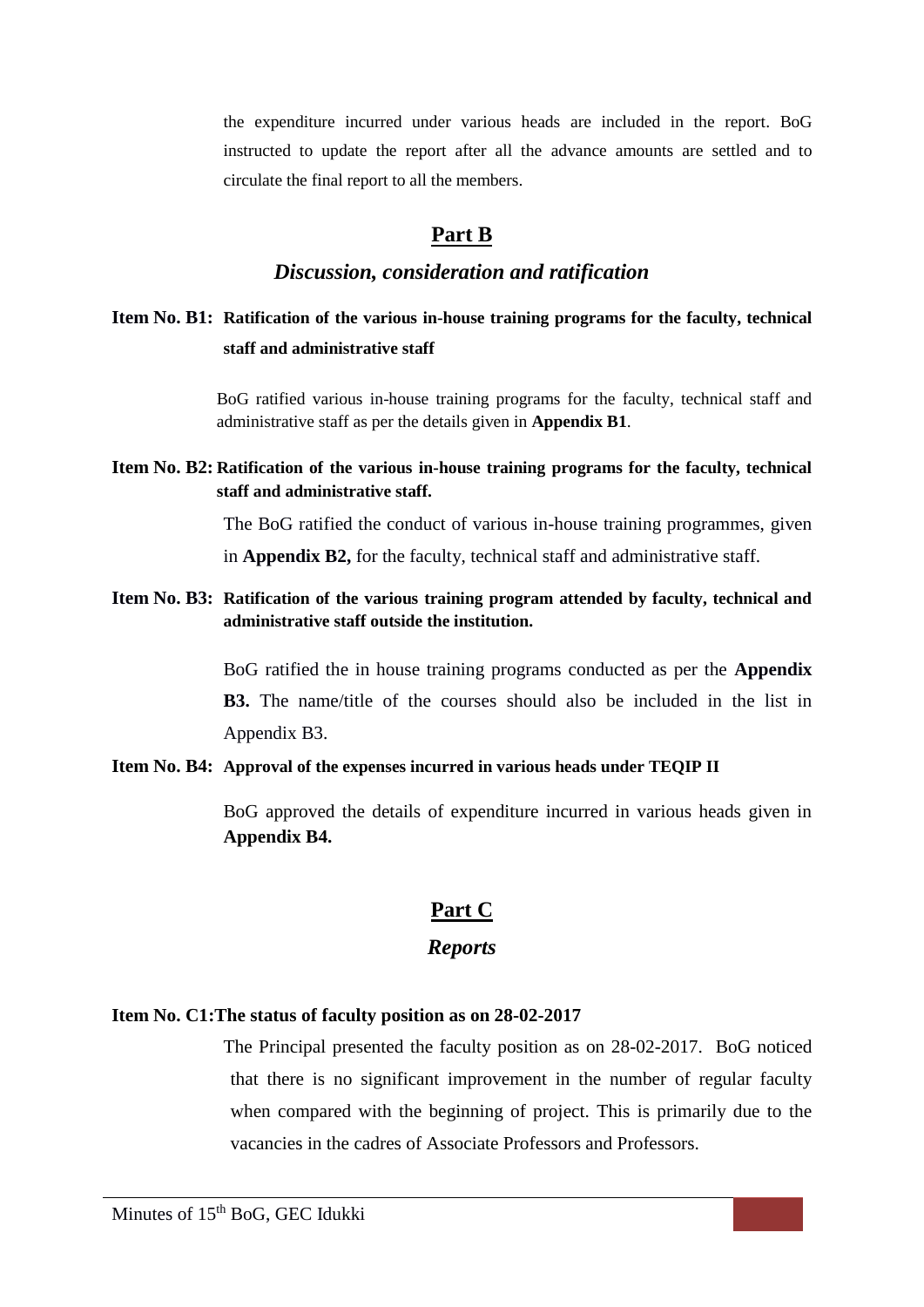the expenditure incurred under various heads are included in the report. BoG instructed to update the report after all the advance amounts are settled and to circulate the final report to all the members.

## Part B

### *Discussion, consideration and ratification*

**Item No. B1: Ratification of the various in-house training programs for the faculty, technical staff and administrative staff**

BoG ratified various in-house training programs for the faculty, technical staff and administrative staff as per the details given in **Appendix B1**.

**Item No. B2: Ratification of the various in-house training programs for the faculty, technical staff and administrative staff.**

The BoG ratified the conduct of various in-house training programmes, given in **Appendix B2,** for the faculty, technical staff and administrative staff.

**Item No. B3: Ratification of the various training program attended by faculty, technical and administrative staff outside the institution.**

BoG ratified the in house training programs conducted as per the **Appendix B3.** The name/title of the courses should also be included in the list in Appendix B3.

**Item No. B4: Approval of the expenses incurred in various heads under TEQIP II**

BoG approved the details of expenditure incurred in various heads given in **Appendix B4.**

## Part C

### *Reports*

**Item No. C1:The status of faculty position as on 28-02-2017**

The Principal presented the faculty position as on 28-02-2017. BoG noticed that there is no significant improvement in the number of regular faculty when compared with the beginning of project. This is primarily due to the vacancies in the cadres of Associate Professors and Professors.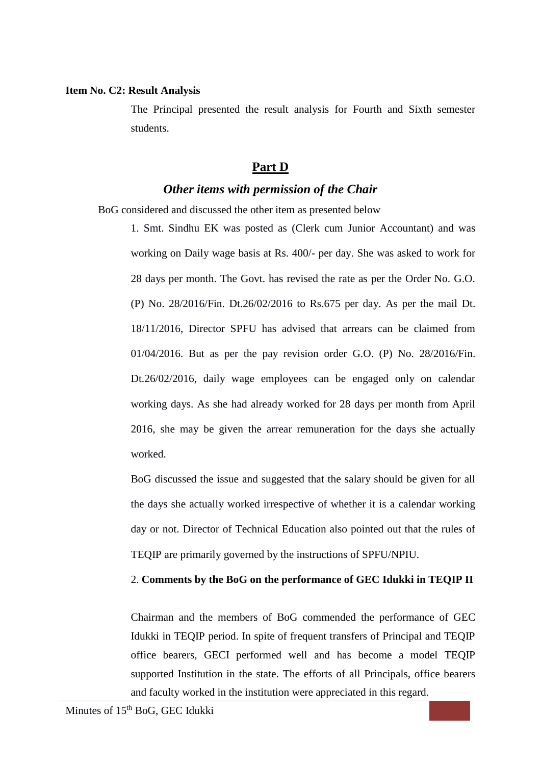**Item No. C2: Result Analysis**

The Principal presented the result analysis for Fourth and Sixth semester students.

## Part D

### *Other items with permission of the Chair*

BoG considered and discussed the other item as presented below

1. Smt. Sindhu EK was posted as (Clerk cum Junior Accountant) and was working on Daily wage basis at Rs. 400/- per day. She was asked to work for 28 days per month. The Govt. has revised the rate as per the Order No. G.O. (P) No. 28/2016/Fin. Dt.26/02/2016 to Rs.675 per day. As per the mail Dt. 18/11/2016, Director SPFU has advised that arrears can be claimed from 01/04/2016. But as per the pay revision order G.O. (P) No. 28/2016/Fin. Dt.26/02/2016, daily wage employees can be engaged only on calendar working days. As she had already worked for 28 days per month from April 2016, she may be given the arrear remuneration for the days she actually worked.

BoG discussed the issue and suggested that the salary should be given for all the days she actually worked irrespective of whether it is a calendar working day or not. Director of Technical Education also pointed out that the rules of TEQIP are primarily governed by the instructions of SPFU/NPIU.

2. **Comments by the BoG on the performance of GEC Idukki in TEQIP II**

Chairman and the members of BoG commended the performance of GEC Idukki in TEQIP period. In spite of frequent transfers of Principal and TEQIP office bearers, GECI performed well and has become a model TEQIP supported Institution in the state. The efforts of all Principals, office bearers and faculty worked in the institution were appreciated in this regard.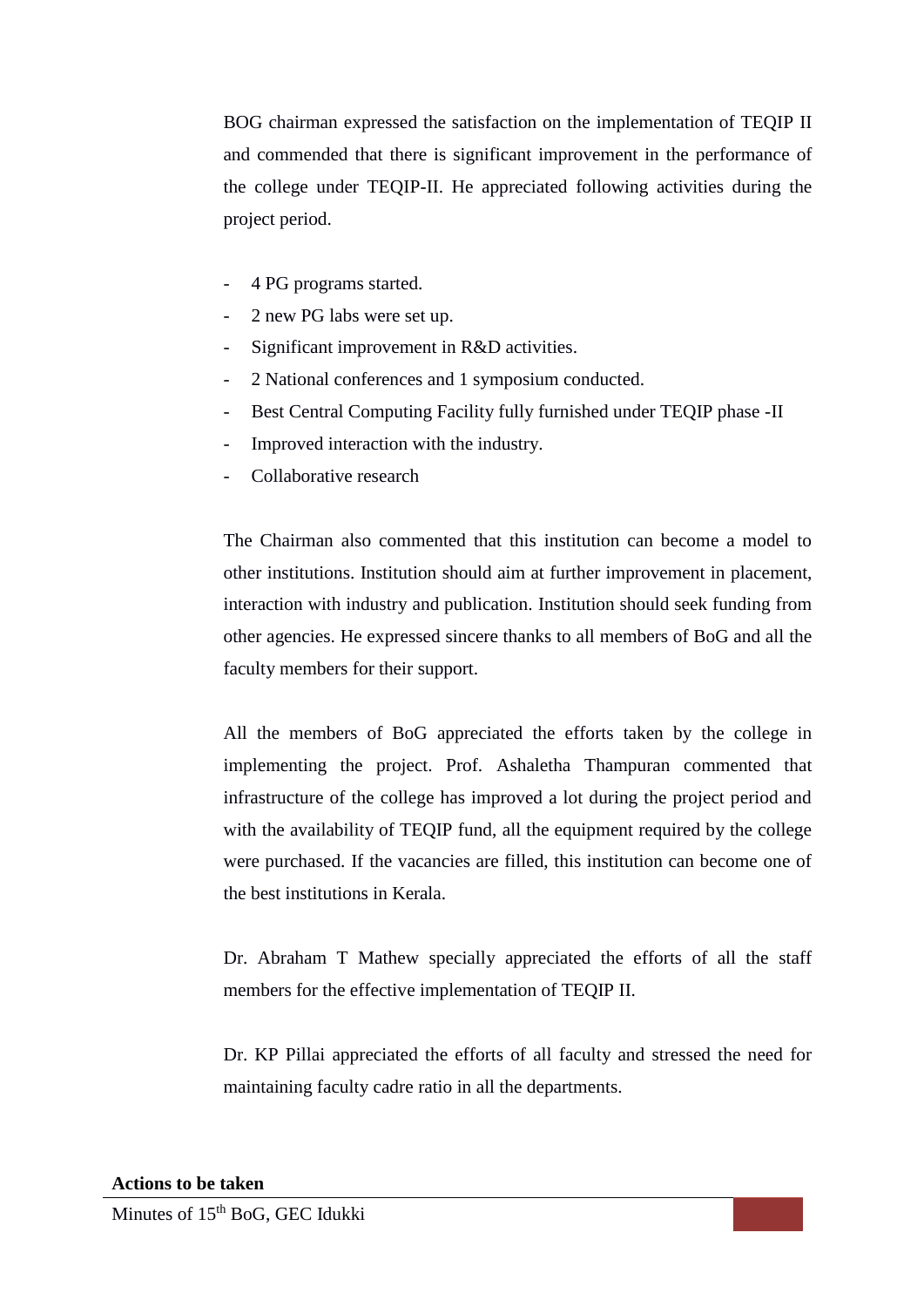BOG chairman expressed the satisfaction on the implementation of TEQIP II and commended that there is significant improvement in the performance of the college under TEQIP-II. He appreciated following activities during the project period.

- 4 PG programs started.
- 2 new PG labs were set up.
- Significant improvement in R&D activities.
- 2 National conferences and 1 symposium conducted.
- Best Central Computing Facility fully furnished under TEQIP phase -II
- Improved interaction with the industry.
- Collaborative research

The Chairman also commented that this institution can become a model to other institutions. Institution should aim at further improvement in placement, interaction with industry and publication. Institution should seek funding from other agencies. He expressed sincere thanks to all members of BoG and all the faculty members for their support.

All the members of BoG appreciated the efforts taken by the college in implementing the project. Prof. Ashaletha Thampuran commented that infrastructure of the college has improved a lot during the project period and with the availability of TEQIP fund, all the equipment required by the college were purchased. If the vacancies are filled, this institution can become one of the best institutions in Kerala.

Dr. Abraham T Mathew specially appreciated the efforts of all the staff members for the effective implementation of TEQIP II.

Dr. KP Pillai appreciated the efforts of all faculty and stressed the need for maintaining faculty cadre ratio in all the departments.

**Actions to be taken**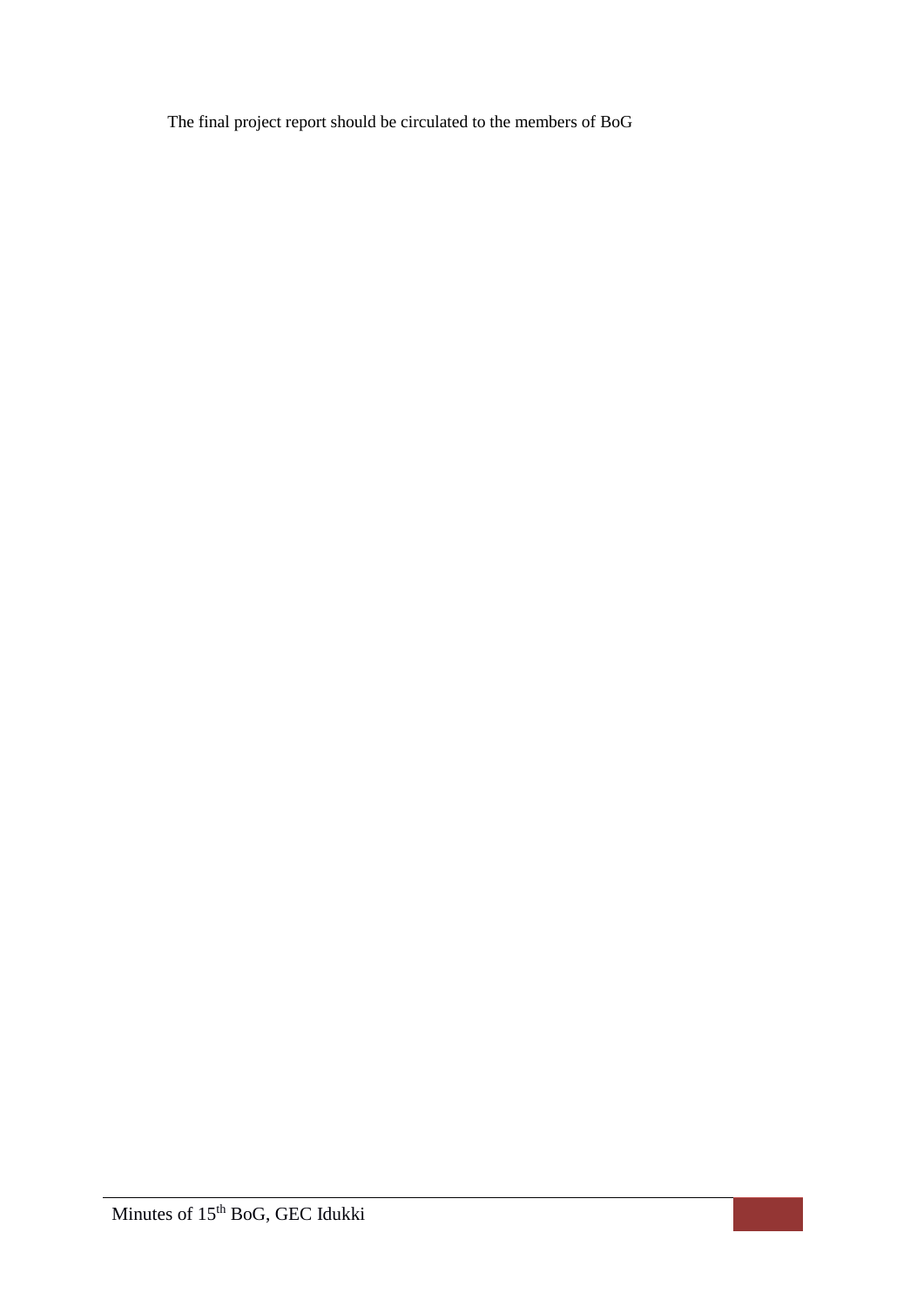The final project report should be circulated to the members of BoG